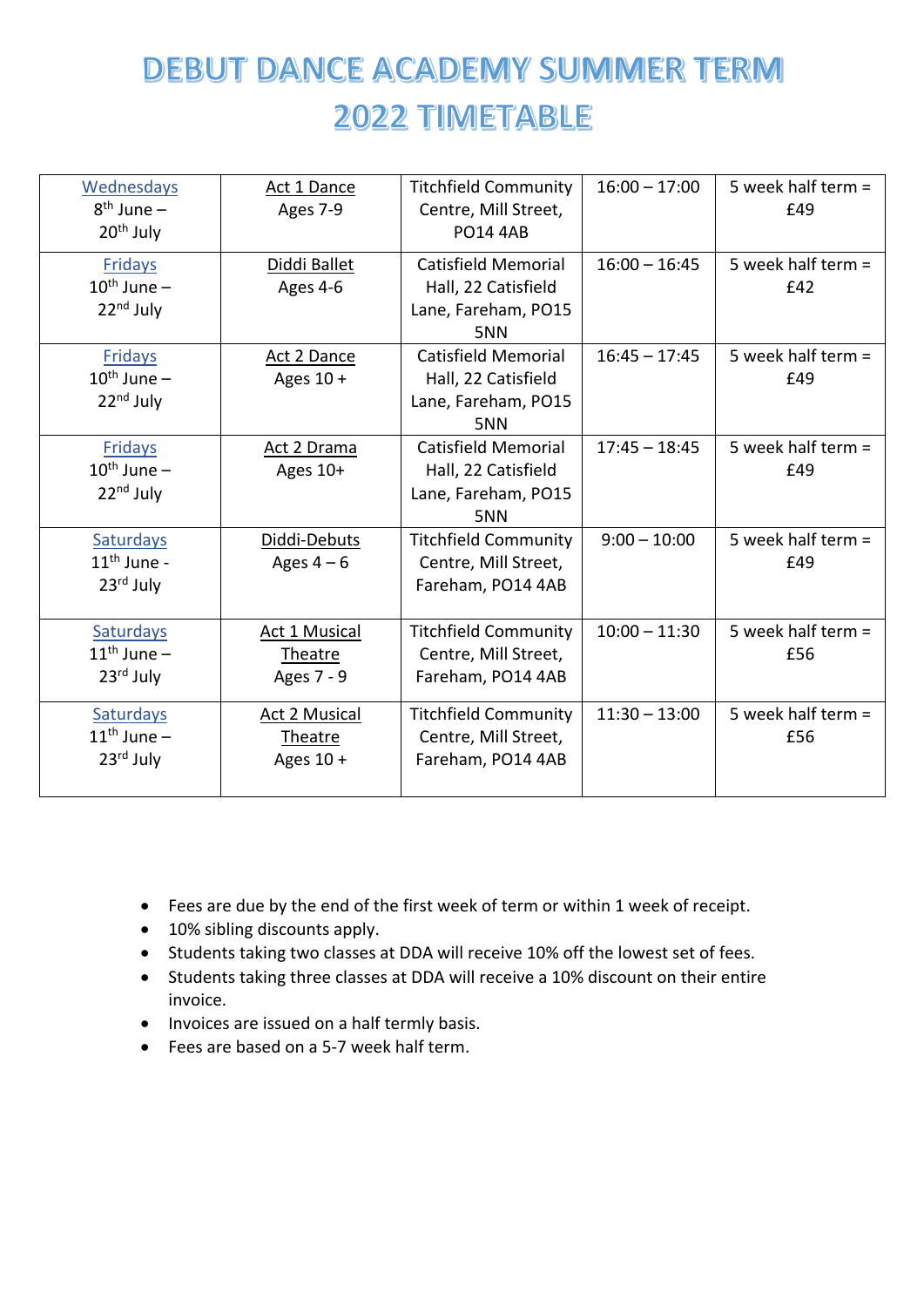# DEBUT DANCE ACADEMY SUMMER TERM 2022 TIMETABLE

| | | | | |
|---|---|---|---|---|
| Wednesdays 8th June – 20th July | Act 1 Dance Ages 7-9 | Titchfield Community Centre, Mill Street, PO14 4AB | 16:00 – 17:00 | 5 week half term = £49 |
| Fridays 10th June – 22nd July | Diddi Ballet Ages 4-6 | Catisfield Memorial Hall, 22 Catisfield Lane, Fareham, PO15 5NN | 16:00 – 16:45 | 5 week half term = £42 |
| Fridays 10th June – 22nd July | Act 2 Dance Ages 10 + | Catisfield Memorial Hall, 22 Catisfield Lane, Fareham, PO15 5NN | 16:45 – 17:45 | 5 week half term = £49 |
| Fridays 10th June – 22nd July | Act 2 Drama Ages 10+ | Catisfield Memorial Hall, 22 Catisfield Lane, Fareham, PO15 5NN | 17:45 – 18:45 | 5 week half term = £49 |
| Saturdays 11th June - 23rd July | Diddi-Debuts Ages 4 – 6 | Titchfield Community Centre, Mill Street, Fareham, PO14 4AB | 9:00 – 10:00 | 5 week half term = £49 |
| Saturdays 11th June – 23rd July | Act 1 Musical Theatre Ages 7 - 9 | Titchfield Community Centre, Mill Street, Fareham, PO14 4AB | 10:00 – 11:30 | 5 week half term = £56 |
| Saturdays 11th June – 23rd July | Act 2 Musical Theatre Ages 10 + | Titchfield Community Centre, Mill Street, Fareham, PO14 4AB | 11:30 – 13:00 | 5 week half term = £56 |

- Fees are due by the end of the first week of term or within 1 week of receipt.
- 10% sibling discounts apply.
- Students taking two classes at DDA will receive 10% off the lowest set of fees.
- Students taking three classes at DDA will receive a 10% discount on their entire invoice.
- Invoices are issued on a half termly basis.
- Fees are based on a 5-7 week half term.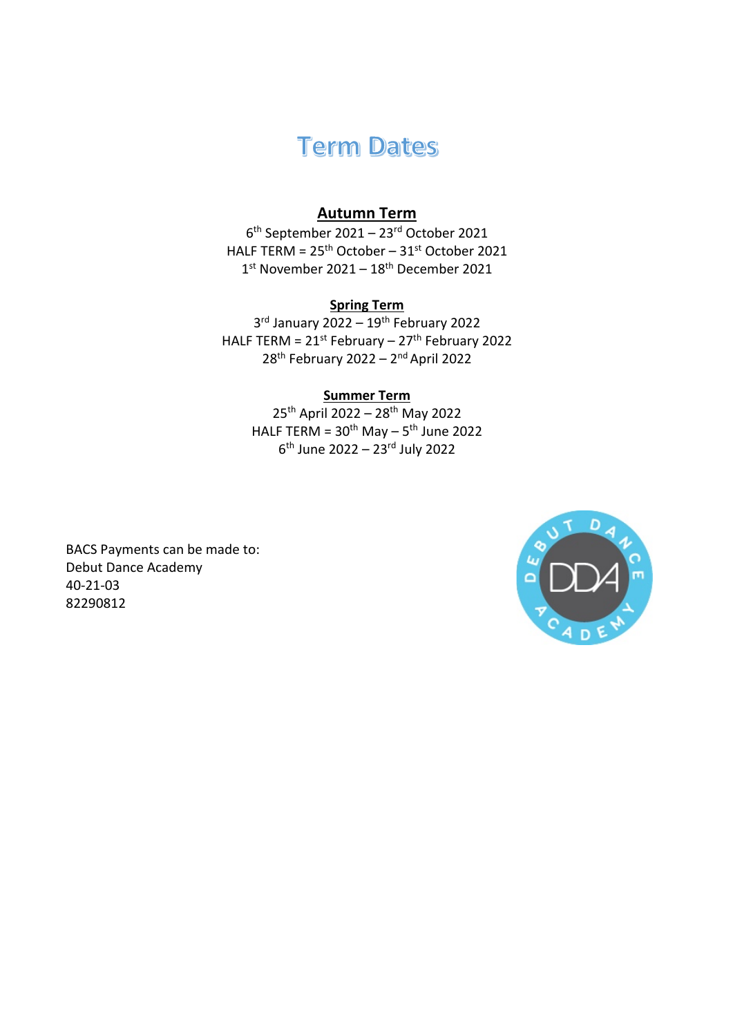# Term Dates

## Autumn Term

6th September 2021 – 23rd October 2021
HALF TERM = 25th October – 31st October 2021
1st November 2021 – 18th December 2021

## Spring Term

3rd January 2022 – 19th February 2022
HALF TERM = 21st February – 27th February 2022
28th February 2022 – 2nd April 2022

## Summer Term

25th April 2022 – 28th May 2022
HALF TERM = 30th May – 5th June 2022
6th June 2022 – 23rd July 2022

BACS Payments can be made to:
Debut Dance Academy
40-21-03
82290812